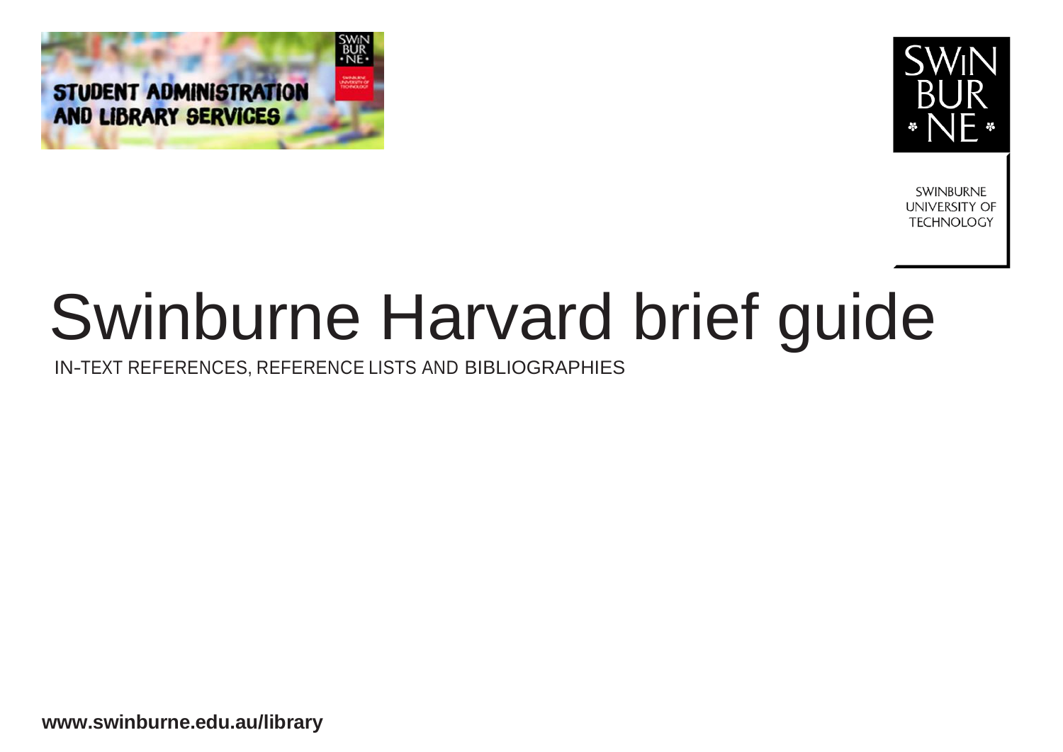STUDENT ADMINISTRATION AND LIBRARY SERVICES

SWINBURNE UNIVERSITY OF TECHNOLOGY

# Swinburne Harvard brief guide

IN-TEXT REFERENCES, REFERENCE LISTS AND BIBLIOGRAPHIES

**www.swinburne.edu.au/library**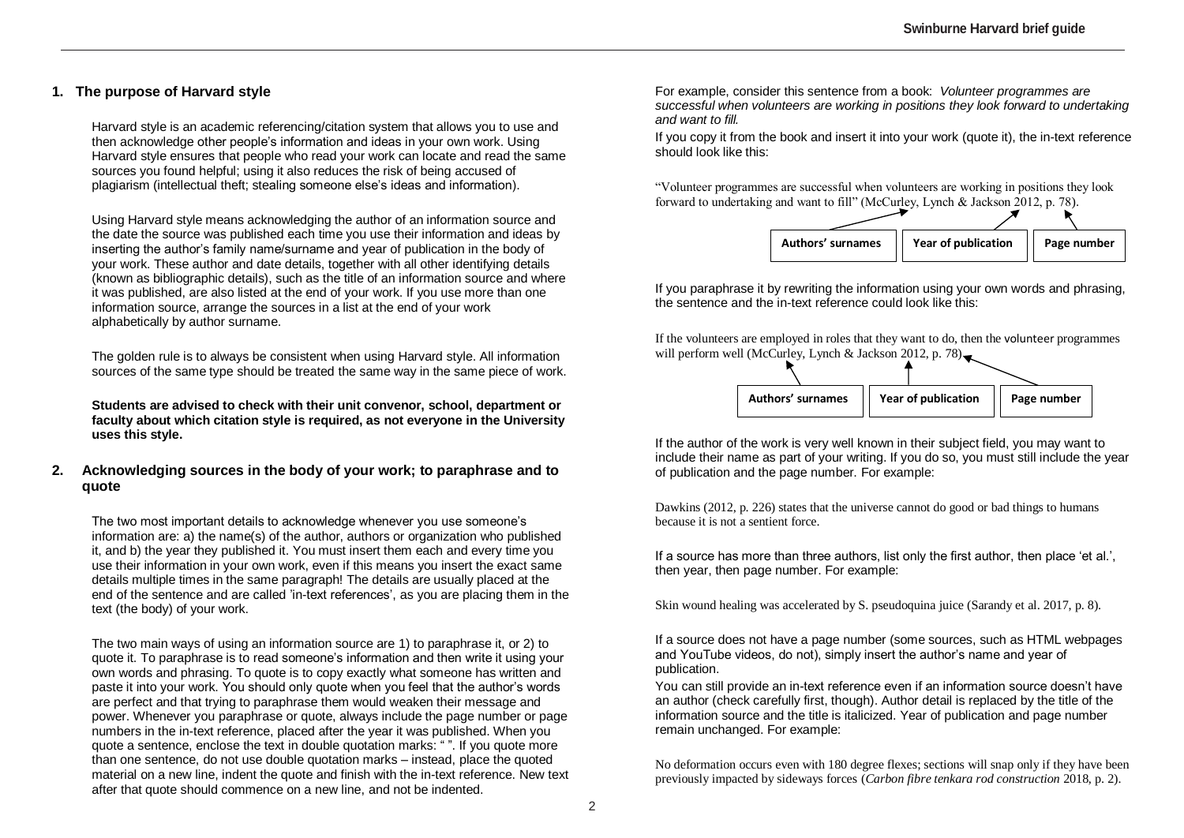## 1. The purpose of Harvard style

Harvard style is an academic referencing/citation system that allows you to use and then acknowledge other people's information and ideas in your own work. Using Harvard style ensures that people who read your work can locate and read the same sources you found helpful; using it also reduces the risk of being accused of plagiarism (intellectual theft; stealing someone else's ideas and information).

Using Harvard style means acknowledging the author of an information source and the date the source was published each time you use their information and ideas by inserting the author's family name/surname and year of publication in the body of your work. These author and date details, together with all other identifying details (known as bibliographic details), such as the title of an information source and where it was published, are also listed at the end of your work. If you use more than one information source, arrange the sources in a list at the end of your work alphabetically by author surname.

The golden rule is to always be consistent when using Harvard style. All information sources of the same type should be treated the same way in the same piece of work.

**Students are advised to check with their unit convenor, school, department or faculty about which citation style is required, as not everyone in the University uses this style.**

## 2. Acknowledging sources in the body of your work; to paraphrase and to quote

The two most important details to acknowledge whenever you use someone's information are: a) the name(s) of the author, authors or organization who published it, and b) the year they published it. You must insert them each and every time you use their information in your own work, even if this means you insert the exact same details multiple times in the same paragraph! The details are usually placed at the end of the sentence and are called 'in-text references', as you are placing them in the text (the body) of your work.

The two main ways of using an information source are 1) to paraphrase it, or 2) to quote it. To paraphrase is to read someone's information and then write it using your own words and phrasing. To quote is to copy exactly what someone has written and paste it into your work. You should only quote when you feel that the author's words are perfect and that trying to paraphrase them would weaken their message and power. Whenever you paraphrase or quote, always include the page number or page numbers in the in-text reference, placed after the year it was published. When you quote a sentence, enclose the text in double quotation marks: " ". If you quote more than one sentence, do not use double quotation marks – instead, place the quoted material on a new line, indent the quote and finish with the in-text reference. New text after that quote should commence on a new line, and not be indented.

For example, consider this sentence from a book: *Volunteer programmes are successful when volunteers are working in positions they look forward to undertaking and want to fill.*

If you copy it from the book and insert it into your work (quote it), the in-text reference should look like this:

"Volunteer programmes are successful when volunteers are working in positions they look forward to undertaking and want to fill" (McCurley, Lynch & Jackson 2012, p. 78).

**Authors' surnames** | **Year of publication** | **Page number**

If you paraphrase it by rewriting the information using your own words and phrasing, the sentence and the in-text reference could look like this:

If the volunteers are employed in roles that they want to do, then the volunteer programmes will perform well (McCurley, Lynch & Jackson 2012, p. 78).

**Authors' surnames** | **Year of publication** | **Page number**

If the author of the work is very well known in their subject field, you may want to include their name as part of your writing. If you do so, you must still include the year of publication and the page number. For example:

Dawkins (2012, p. 226) states that the universe cannot do good or bad things to humans because it is not a sentient force.

If a source has more than three authors, list only the first author, then place 'et al.', then year, then page number. For example:

Skin wound healing was accelerated by S. pseudoquina juice (Sarandy et al. 2017, p. 8).

If a source does not have a page number (some sources, such as HTML webpages and YouTube videos, do not), simply insert the author's name and year of publication.

You can still provide an in-text reference even if an information source doesn't have an author (check carefully first, though). Author detail is replaced by the title of the information source and the title is italicized. Year of publication and page number remain unchanged. For example:

No deformation occurs even with 180 degree flexes; sections will snap only if they have been previously impacted by sideways forces (*Carbon fibre tenkara rod construction* 2018, p. 2).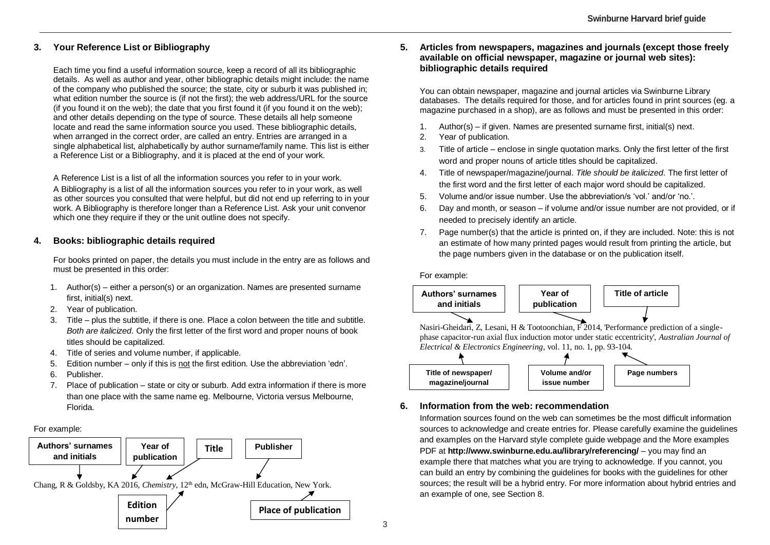## 3. Your Reference List or Bibliography

Each time you find a useful information source, keep a record of all its bibliographic details. As well as author and year, other bibliographic details might include: the name of the company who published the source; the state, city or suburb it was published in; what edition number the source is (if not the first); the web address/URL for the source (if you found it on the web); the date that you first found it (if you found it on the web); and other details depending on the type of source. These details all help someone locate and read the same information source you used. These bibliographic details, when arranged in the correct order, are called an entry. Entries are arranged in a single alphabetical list, alphabetically by author surname/family name. This list is either a Reference List or a Bibliography, and it is placed at the end of your work.

A Reference List is a list of all the information sources you refer to in your work.

A Bibliography is a list of all the information sources you refer to in your work, as well as other sources you consulted that were helpful, but did not end up referring to in your work. A Bibliography is therefore longer than a Reference List. Ask your unit convenor which one they require if they or the unit outline does not specify.

## 4. Books: bibliographic details required

For books printed on paper, the details you must include in the entry are as follows and must be presented in this order:

1. Author(s) – either a person(s) or an organization. Names are presented surname first, initial(s) next.
2. Year of publication.
3. Title – plus the subtitle, if there is one. Place a colon between the title and subtitle. *Both are italicized*. Only the first letter of the first word and proper nouns of book titles should be capitalized.
4. Title of series and volume number, if applicable.
5. Edition number – only if this is not the first edition. Use the abbreviation 'edn'.
6. Publisher.
7. Place of publication – state or city or suburb. Add extra information if there is more than one place with the same name eg. Melbourne, Victoria versus Melbourne, Florida.

For example:

Authors' surnames and initials | Year of publication | Title | Publisher

Chang, R & Goldsby, KA 2016, *Chemistry*, 12th edn, McGraw-Hill Education, New York.

Edition number | Place of publication

## 5. Articles from newspapers, magazines and journals (except those freely available on official newspaper, magazine or journal web sites): bibliographic details required

You can obtain newspaper, magazine and journal articles via Swinburne Library databases. The details required for those, and for articles found in print sources (eg. a magazine purchased in a shop), are as follows and must be presented in this order:

1. Author(s) – if given. Names are presented surname first, initial(s) next.
2. Year of publication.
3. Title of article – enclose in single quotation marks. Only the first letter of the first word and proper nouns of article titles should be capitalized.
4. Title of newspaper/magazine/journal. *Title should be italicized*. The first letter of the first word and the first letter of each major word should be capitalized.
5. Volume and/or issue number. Use the abbreviation/s 'vol.' and/or 'no.'.
6. Day and month, or season – if volume and/or issue number are not provided, or if needed to precisely identify an article.
7. Page number(s) that the article is printed on, if they are included. Note: this is not an estimate of how many printed pages would result from printing the article, but the page numbers given in the database or on the publication itself.

For example:

Authors' surnames and initials | Year of publication | Title of article

Nasiri-Gheidari, Z, Lesani, H & Tootoonchian, F 2014, 'Performance prediction of a single-phase capacitor-run axial flux induction motor under static eccentricity', *Australian Journal of Electrical & Electronics Engineering*, vol. 11, no. 1, pp. 93-104.

Title of newspaper/ magazine/journal | Volume and/or issue number | Page numbers

## 6. Information from the web: recommendation

Information sources found on the web can sometimes be the most difficult information sources to acknowledge and create entries for. Please carefully examine the guidelines and examples on the Harvard style complete guide webpage and the More examples PDF at **http://www.swinburne.edu.au/library/referencing/** – you may find an example there that matches what you are trying to acknowledge. If you cannot, you can build an entry by combining the guidelines for books with the guidelines for other sources; the result will be a hybrid entry. For more information about hybrid entries and an example of one, see Section 8.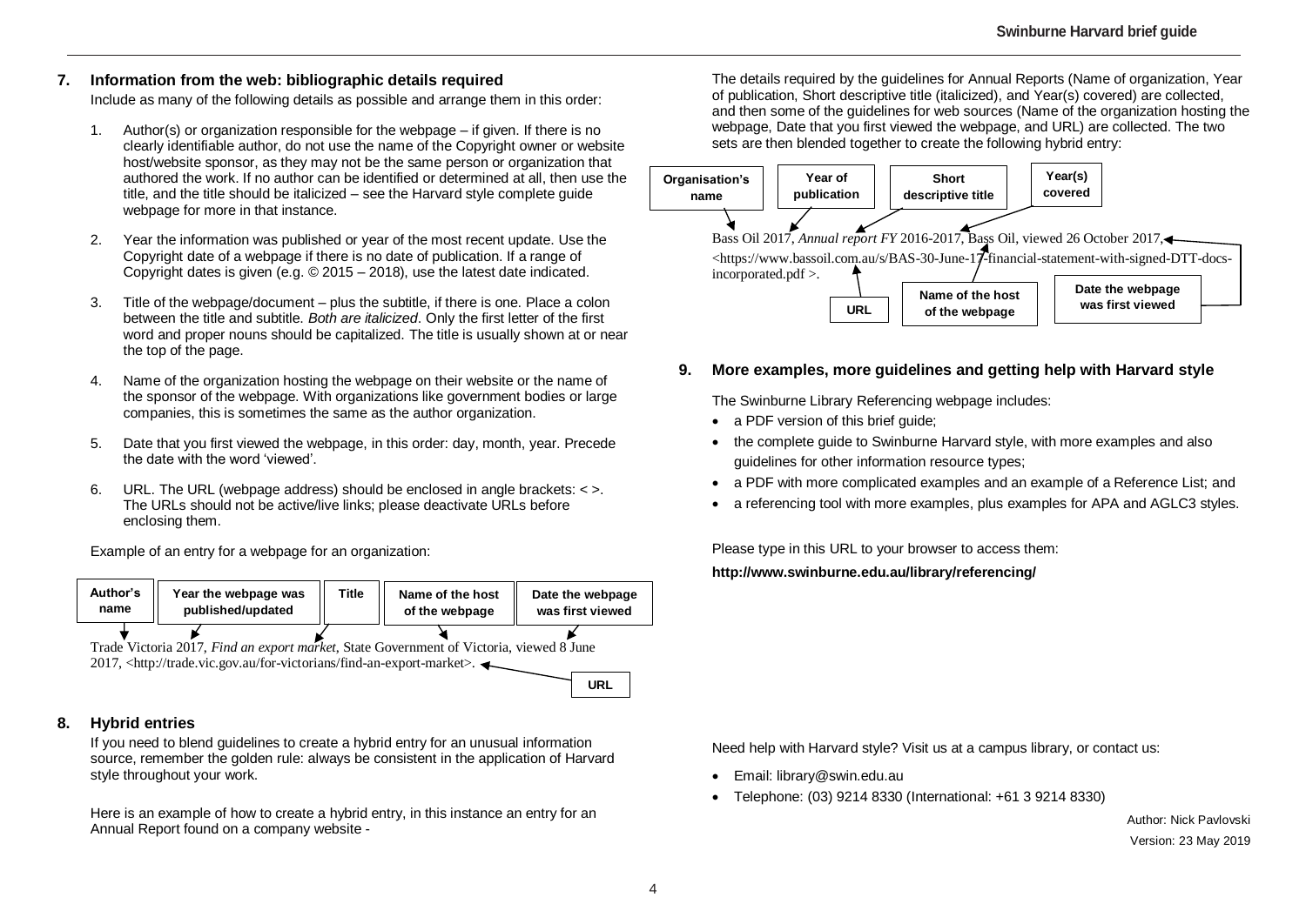## 7. Information from the web: bibliographic details required

Include as many of the following details as possible and arrange them in this order:

1. Author(s) or organization responsible for the webpage – if given. If there is no clearly identifiable author, do not use the name of the Copyright owner or website host/website sponsor, as they may not be the same person or organization that authored the work. If no author can be identified or determined at all, then use the title, and the title should be italicized – see the Harvard style complete guide webpage for more in that instance.
2. Year the information was published or year of the most recent update. Use the Copyright date of a webpage if there is no date of publication. If a range of Copyright dates is given (e.g. © 2015 – 2018), use the latest date indicated.
3. Title of the webpage/document – plus the subtitle, if there is one. Place a colon between the title and subtitle. *Both are italicized*. Only the first letter of the first word and proper nouns should be capitalized. The title is usually shown at or near the top of the page.
4. Name of the organization hosting the webpage on their website or the name of the sponsor of the webpage. With organizations like government bodies or large companies, this is sometimes the same as the author organization.
5. Date that you first viewed the webpage, in this order: day, month, year. Precede the date with the word 'viewed'.
6. URL. The URL (webpage address) should be enclosed in angle brackets: < >. The URLs should not be active/live links; please deactivate URLs before enclosing them.

Example of an entry for a webpage for an organization:

**Author's name** | **Year the webpage was published/updated** | **Title** | **Name of the host of the webpage** | **Date the webpage was first viewed** | **URL**

Trade Victoria 2017, *Find an export market*, State Government of Victoria, viewed 8 June 2017, <http://trade.vic.gov.au/for-victorians/find-an-export-market>.

## 8. Hybrid entries

If you need to blend guidelines to create a hybrid entry for an unusual information source, remember the golden rule: always be consistent in the application of Harvard style throughout your work.

Here is an example of how to create a hybrid entry, in this instance an entry for an Annual Report found on a company website -

The details required by the guidelines for Annual Reports (Name of organization, Year of publication, Short descriptive title (italicized), and Year(s) covered) are collected, and then some of the guidelines for web sources (Name of the organization hosting the webpage, Date that you first viewed the webpage, and URL) are collected. The two sets are then blended together to create the following hybrid entry:

**Organisation's name** | **Year of publication** | **Short descriptive title** | **Year(s) covered** | **Name of the host of the webpage** | **Date the webpage was first viewed** | **URL**

Bass Oil 2017, *Annual report FY* 2016-2017, Bass Oil, viewed 26 October 2017, <https://www.bassoil.com.au/s/BAS-30-June-17-financial-statement-with-signed-DTT-docs-incorporated.pdf >.

## 9. More examples, more guidelines and getting help with Harvard style

The Swinburne Library Referencing webpage includes:

- a PDF version of this brief guide;
- the complete guide to Swinburne Harvard style, with more examples and also guidelines for other information resource types;
- a PDF with more complicated examples and an example of a Reference List; and
- a referencing tool with more examples, plus examples for APA and AGLC3 styles.

Please type in this URL to your browser to access them:

**http://www.swinburne.edu.au/library/referencing/**

Need help with Harvard style? Visit us at a campus library, or contact us:

- Email: library@swin.edu.au
- Telephone: (03) 9214 8330 (International: +61 3 9214 8330)

Author: Nick Pavlovski
Version: 23 May 2019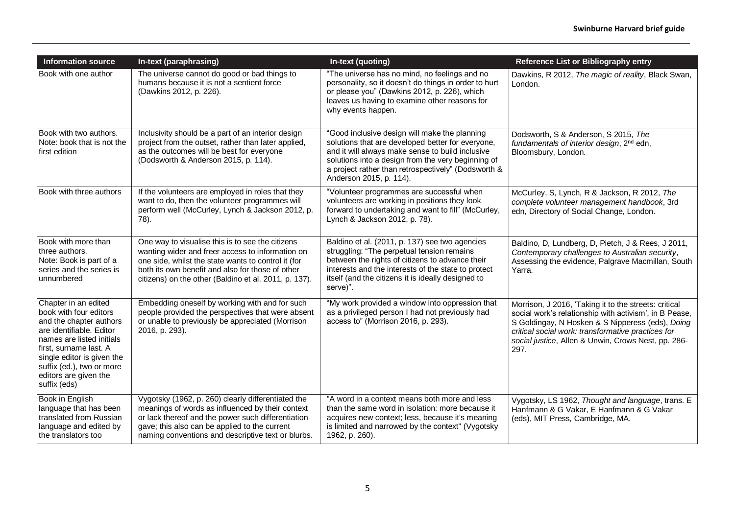| Information source | In-text (paraphrasing) | In-text (quoting) | Reference List or Bibliography entry |
| --- | --- | --- | --- |
| Book with one author | The universe cannot do good or bad things to humans because it is not a sentient force (Dawkins 2012, p. 226). | "The universe has no mind, no feelings and no personality, so it doesn't do things in order to hurt or please you" (Dawkins 2012, p. 226), which leaves us having to examine other reasons for why events happen. | Dawkins, R 2012, *The magic of reality*, Black Swan, London. |
| Book with two authors. Note: book that is not the first edition | Inclusivity should be a part of an interior design project from the outset, rather than later applied, as the outcomes will be best for everyone (Dodsworth & Anderson 2015, p. 114). | "Good inclusive design will make the planning solutions that are developed better for everyone, and it will always make sense to build inclusive solutions into a design from the very beginning of a project rather than retrospectively" (Dodsworth & Anderson 2015, p. 114). | Dodsworth, S & Anderson, S 2015, *The fundamentals of interior design*, 2nd edn, Bloomsbury, London. |
| Book with three authors | If the volunteers are employed in roles that they want to do, then the volunteer programmes will perform well (McCurley, Lynch & Jackson 2012, p. 78). | "Volunteer programmes are successful when volunteers are working in positions they look forward to undertaking and want to fill" (McCurley, Lynch & Jackson 2012, p. 78). | McCurley, S, Lynch, R & Jackson, R 2012, *The complete volunteer management handbook*, 3rd edn, Directory of Social Change, London. |
| Book with more than three authors. Note: Book is part of a series and the series is unnumbered | One way to visualise this is to see the citizens wanting wider and freer access to information on one side, whilst the state wants to control it (for both its own benefit and also for those of other citizens) on the other (Baldino et al. 2011, p. 137). | Baldino et al. (2011, p. 137) see two agencies struggling: "The perpetual tension remains between the rights of citizens to advance their interests and the interests of the state to protect itself (and the citizens it is ideally designed to serve)". | Baldino, D, Lundberg, D, Pietch, J & Rees, J 2011, *Contemporary challenges to Australian security*, Assessing the evidence, Palgrave Macmillan, South Yarra. |
| Chapter in an edited book with four editors and the chapter authors are identifiable. Editor names are listed initials first, surname last. A single editor is given the suffix (ed.), two or more editors are given the suffix (eds) | Embedding oneself by working with and for such people provided the perspectives that were absent or unable to previously be appreciated (Morrison 2016, p. 293). | "My work provided a window into oppression that as a privileged person I had not previously had access to" (Morrison 2016, p. 293). | Morrison, J 2016, 'Taking it to the streets: critical social work's relationship with activism', in B Pease, S Goldingay, N Hosken & S Nipperess (eds), *Doing critical social work: transformative practices for social justice*, Allen & Unwin, Crows Nest, pp. 286-297. |
| Book in English language that has been translated from Russian language and edited by the translators too | Vygotsky (1962, p. 260) clearly differentiated the meanings of words as influenced by their context or lack thereof and the power such differentiation gave; this also can be applied to the current naming conventions and descriptive text or blurbs. | "A word in a context means both more and less than the same word in isolation: more because it acquires new context; less, because it's meaning is limited and narrowed by the context" (Vygotsky 1962, p. 260). | Vygotsky, LS 1962, *Thought and language*, trans. E Hanfmann & G Vakar, E Hanfmann & G Vakar (eds), MIT Press, Cambridge, MA. |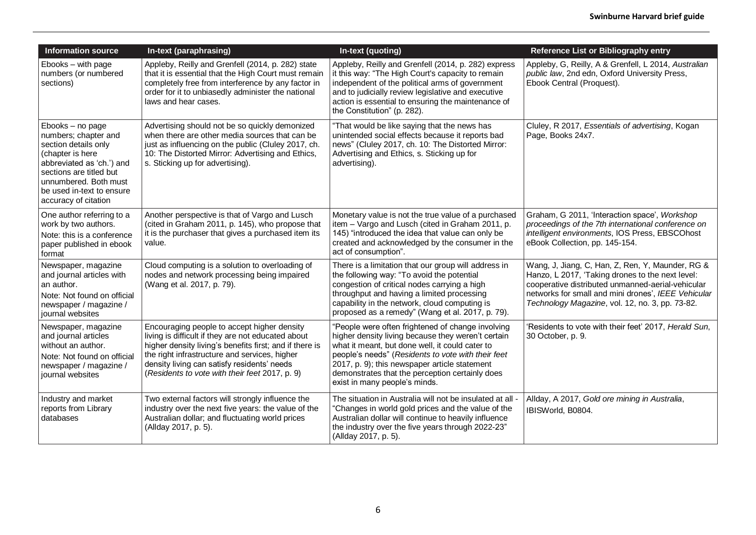| Information source | In-text (paraphrasing) | In-text (quoting) | Reference List or Bibliography entry |
| --- | --- | --- | --- |
| Ebooks – with page numbers (or numbered sections) | Appleby, Reilly and Grenfell (2014, p. 282) state that it is essential that the High Court must remain completely free from interference by any factor in order for it to unbiasedly administer the national laws and hear cases. | Appleby, Reilly and Grenfell (2014, p. 282) express it this way: "The High Court's capacity to remain independent of the political arms of government and to judicially review legislative and executive action is essential to ensuring the maintenance of the Constitution" (p. 282). | Appleby, G, Reilly, A & Grenfell, L 2014, *Australian public law*, 2nd edn, Oxford University Press, Ebook Central (Proquest). |
| Ebooks – no page numbers; chapter and section details only (chapter is here abbreviated as 'ch.') and sections are titled but unnumbered. Both must be used in-text to ensure accuracy of citation | Advertising should not be so quickly demonized when there are other media sources that can be just as influencing on the public (Cluley 2017, ch. 10: The Distorted Mirror: Advertising and Ethics, s. Sticking up for advertising). | "That would be like saying that the news has unintended social effects because it reports bad news" (Cluley 2017, ch. 10: The Distorted Mirror: Advertising and Ethics, s. Sticking up for advertising). | Cluley, R 2017, *Essentials of advertising*, Kogan Page, Books 24x7. |
| One author referring to a work by two authors. Note: this is a conference paper published in ebook format | Another perspective is that of Vargo and Lusch (cited in Graham 2011, p. 145), who propose that it is the purchaser that gives a purchased item its value. | Monetary value is not the true value of a purchased item – Vargo and Lusch (cited in Graham 2011, p. 145) "introduced the idea that value can only be created and acknowledged by the consumer in the act of consumption". | Graham, G 2011, 'Interaction space', *Workshop proceedings of the 7th international conference on intelligent environments*, IOS Press, EBSCOhost eBook Collection, pp. 145-154. |
| Newspaper, magazine and journal articles with an author. Note: Not found on official newspaper / magazine / journal websites | Cloud computing is a solution to overloading of nodes and network processing being impaired (Wang et al. 2017, p. 79). | There is a limitation that our group will address in the following way: "To avoid the potential congestion of critical nodes carrying a high throughput and having a limited processing capability in the network, cloud computing is proposed as a remedy" (Wang et al. 2017, p. 79). | Wang, J, Jiang, C, Han, Z, Ren, Y, Maunder, RG & Hanzo, L 2017, 'Taking drones to the next level: cooperative distributed unmanned-aerial-vehicular networks for small and mini drones', *IEEE Vehicular Technology Magazine*, vol. 12, no. 3, pp. 73-82. |
| Newspaper, magazine and journal articles without an author. Note: Not found on official newspaper / magazine / journal websites | Encouraging people to accept higher density living is difficult if they are not educated about higher density living's benefits first; and if there is the right infrastructure and services, higher density living can satisfy residents' needs (*Residents to vote with their feet* 2017, p. 9) | "People were often frightened of change involving higher density living because they weren't certain what it meant, but done well, it could cater to people's needs" (*Residents to vote with their feet* 2017, p. 9); this newspaper article statement demonstrates that the perception certainly does exist in many people's minds. | 'Residents to vote with their feet' 2017, *Herald Sun*, 30 October, p. 9. |
| Industry and market reports from Library databases | Two external factors will strongly influence the industry over the next five years: the value of the Australian dollar; and fluctuating world prices (Allday 2017, p. 5). | The situation in Australia will not be insulated at all - "Changes in world gold prices and the value of the Australian dollar will continue to heavily influence the industry over the five years through 2022-23" (Allday 2017, p. 5). | Allday, A 2017, *Gold ore mining in Australia*, IBISWorld, B0804. |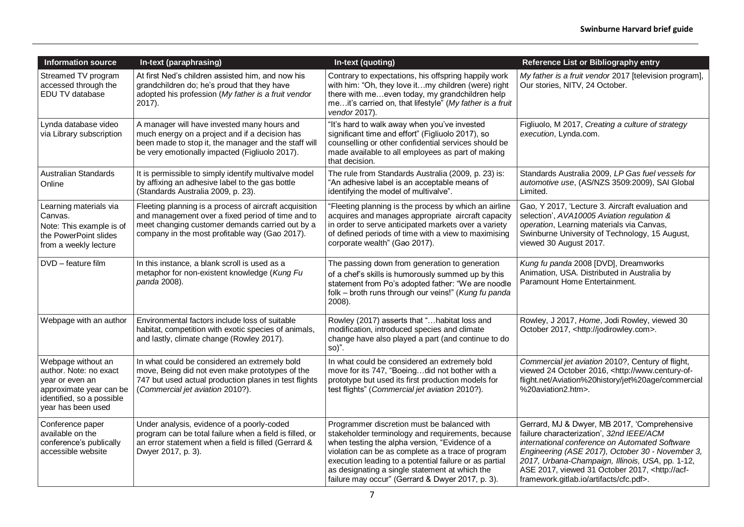| Information source | In-text (paraphrasing) | In-text (quoting) | Reference List or Bibliography entry |
|---|---|---|---|
| Streamed TV program accessed through the EDU TV database | At first Ned's children assisted him, and now his grandchildren do; he's proud that they have adopted his profession (*My father is a fruit vendor* 2017). | Contrary to expectations, his offspring happily work with him: "Oh, they love it…my children (were) right there with me…even today, my grandchildren help me…it's carried on, that lifestyle" (*My father is a fruit vendor* 2017). | *My father is a fruit vendor* 2017 [television program], Our stories, NITV, 24 October. |
| Lynda database video via Library subscription | A manager will have invested many hours and much energy on a project and if a decision has been made to stop it, the manager and the staff will be very emotionally impacted (Figliuolo 2017). | "It's hard to walk away when you've invested significant time and effort" (Figliuolo 2017), so counselling or other confidential services should be made available to all employees as part of making that decision. | Figliuolo, M 2017, *Creating a culture of strategy execution*, Lynda.com. |
| Australian Standards Online | It is permissible to simply identify multivalve model by affixing an adhesive label to the gas bottle (Standards Australia 2009, p. 23). | The rule from Standards Australia (2009, p. 23) is: "An adhesive label is an acceptable means of identifying the model of multivalve". | Standards Australia 2009, *LP Gas fuel vessels for automotive use*, (AS/NZS 3509:2009), SAI Global Limited. |
| Learning materials via Canvas. Note: This example is of the PowerPoint slides from a weekly lecture | Fleeting planning is a process of aircraft acquisition and management over a fixed period of time and to meet changing customer demands carried out by a company in the most profitable way (Gao 2017). | "Fleeting planning is the process by which an airline acquires and manages appropriate aircraft capacity in order to serve anticipated markets over a variety of defined periods of time with a view to maximising corporate wealth" (Gao 2017). | Gao, Y 2017, 'Lecture 3. Aircraft evaluation and selection', *AVA10005 Aviation regulation & operation*, Learning materials via Canvas, Swinburne University of Technology, 15 August, viewed 30 August 2017. |
| DVD – feature film | In this instance, a blank scroll is used as a metaphor for non-existent knowledge (*Kung Fu panda* 2008). | The passing down from generation to generation of a chef's skills is humorously summed up by this statement from Po's adopted father: "We are noodle folk – broth runs through our veins!" (*Kung fu panda* 2008). | *Kung fu panda* 2008 [DVD], Dreamworks Animation, USA. Distributed in Australia by Paramount Home Entertainment. |
| Webpage with an author | Environmental factors include loss of suitable habitat, competition with exotic species of animals, and lastly, climate change (Rowley 2017). | Rowley (2017) asserts that "…habitat loss and modification, introduced species and climate change have also played a part (and continue to do so)". | Rowley, J 2017, *Home*, Jodi Rowley, viewed 30 October 2017, <http://jodirowley.com>. |
| Webpage without an author. Note: no exact year or even an approximate year can be identified, so a possible year has been used | In what could be considered an extremely bold move, Being did not even make prototypes of the 747 but used actual production planes in test flights (*Commercial jet aviation* 2010?). | In what could be considered an extremely bold move for its 747, "Boeing…did not bother with a prototype but used its first production models for test flights" (*Commercial jet aviation* 2010?). | *Commercial jet aviation* 2010?, Century of flight, viewed 24 October 2016, <http://www.century-of-flight.net/Aviation%20history/jet%20age/commercial%20aviation2.htm>. |
| Conference paper available on the conference's publically accessible website | Under analysis, evidence of a poorly-coded program can be total failure when a field is filled, or an error statement when a field is filled (Gerrard & Dwyer 2017, p. 3). | Programmer discretion must be balanced with stakeholder terminology and requirements, because when testing the alpha version, "Evidence of a violation can be as complete as a trace of program execution leading to a potential failure or as partial as designating a single statement at which the failure may occur" (Gerrard & Dwyer 2017, p. 3). | Gerrard, MJ & Dwyer, MB 2017, 'Comprehensive failure characterization', *32nd IEEE/ACM international conference on Automated Software Engineering (ASE 2017), October 30 - November 3, 2017, Urbana-Champaign, Illinois, USA*, pp. 1-12, ASE 2017, viewed 31 October 2017, <http://acf-framework.gitlab.io/artifacts/cfc.pdf>. |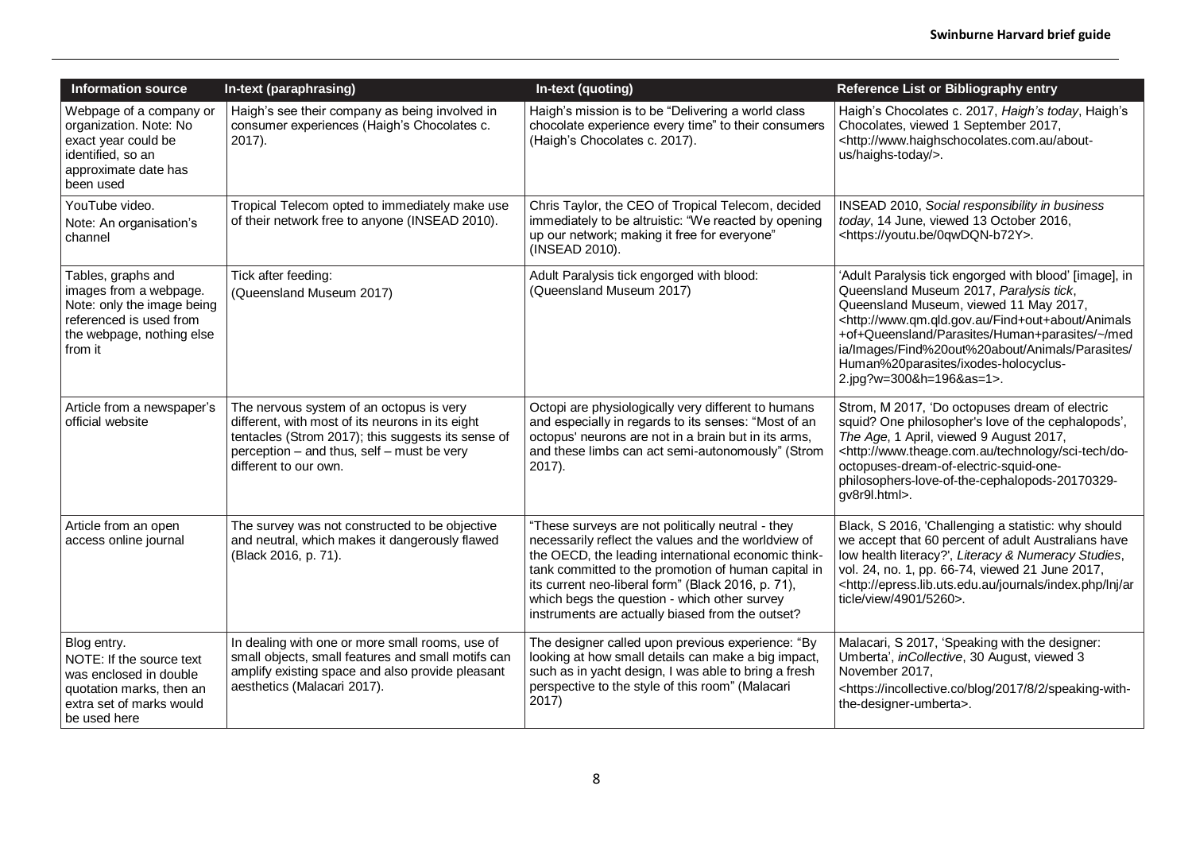| Information source | In-text (paraphrasing) | In-text (quoting) | Reference List or Bibliography entry |
|---|---|---|---|
| Webpage of a company or organization. Note: No exact year could be identified, so an approximate date has been used | Haigh's see their company as being involved in consumer experiences (Haigh's Chocolates c. 2017). | Haigh's mission is to be "Delivering a world class chocolate experience every time" to their consumers (Haigh's Chocolates c. 2017). | Haigh's Chocolates c. 2017, *Haigh's today*, Haigh's Chocolates, viewed 1 September 2017, <http://www.haighschocolates.com.au/about-us/haighs-today/>. |
| YouTube video. Note: An organisation's channel | Tropical Telecom opted to immediately make use of their network free to anyone (INSEAD 2010). | Chris Taylor, the CEO of Tropical Telecom, decided immediately to be altruistic: "We reacted by opening up our network; making it free for everyone" (INSEAD 2010). | INSEAD 2010, *Social responsibility in business today*, 14 June, viewed 13 October 2016, <https://youtu.be/0qwDQN-b72Y>. |
| Tables, graphs and images from a webpage. Note: only the image being referenced is used from the webpage, nothing else from it | Tick after feeding: (Queensland Museum 2017) | Adult Paralysis tick engorged with blood: (Queensland Museum 2017) | 'Adult Paralysis tick engorged with blood' [image], in Queensland Museum 2017, *Paralysis tick*, Queensland Museum, viewed 11 May 2017, <http://www.qm.qld.gov.au/Find+out+about/Animals+of+Queensland/Parasites/Human+parasites/~/media/Images/Find%20out%20about/Animals/Parasites/Human%20parasites/ixodes-holocyclus-2.jpg?w=300&h=196&as=1>. |
| Article from a newspaper's official website | The nervous system of an octopus is very different, with most of its neurons in its eight tentacles (Strom 2017); this suggests its sense of perception – and thus, self – must be very different to our own. | Octopi are physiologically very different to humans and especially in regards to its senses: "Most of an octopus' neurons are not in a brain but in its arms, and these limbs can act semi-autonomously" (Strom 2017). | Strom, M 2017, 'Do octopuses dream of electric squid? One philosopher's love of the cephalopods', *The Age*, 1 April, viewed 9 August 2017, <http://www.theage.com.au/technology/sci-tech/do-octopuses-dream-of-electric-squid-one-philosophers-love-of-the-cephalopods-20170329-gv8r9l.html>. |
| Article from an open access online journal | The survey was not constructed to be objective and neutral, which makes it dangerously flawed (Black 2016, p. 71). | "These surveys are not politically neutral - they necessarily reflect the values and the worldview of the OECD, the leading international economic think-tank committed to the promotion of human capital in its current neo-liberal form" (Black 2016, p. 71), which begs the question - which other survey instruments are actually biased from the outset? | Black, S 2016, 'Challenging a statistic: why should we accept that 60 percent of adult Australians have low health literacy?', *Literacy & Numeracy Studies*, vol. 24, no. 1, pp. 66-74, viewed 21 June 2017, <http://epress.lib.uts.edu.au/journals/index.php/lnj/article/view/4901/5260>. |
| Blog entry. NOTE: If the source text was enclosed in double quotation marks, then an extra set of marks would be used here | In dealing with one or more small rooms, use of small objects, small features and small motifs can amplify existing space and also provide pleasant aesthetics (Malacari 2017). | The designer called upon previous experience: "By looking at how small details can make a big impact, such as in yacht design, I was able to bring a fresh perspective to the style of this room" (Malacari 2017) | Malacari, S 2017, 'Speaking with the designer: Umberta', *inCollective*, 30 August, viewed 3 November 2017, <https://incollective.co/blog/2017/8/2/speaking-with-the-designer-umberta>. |